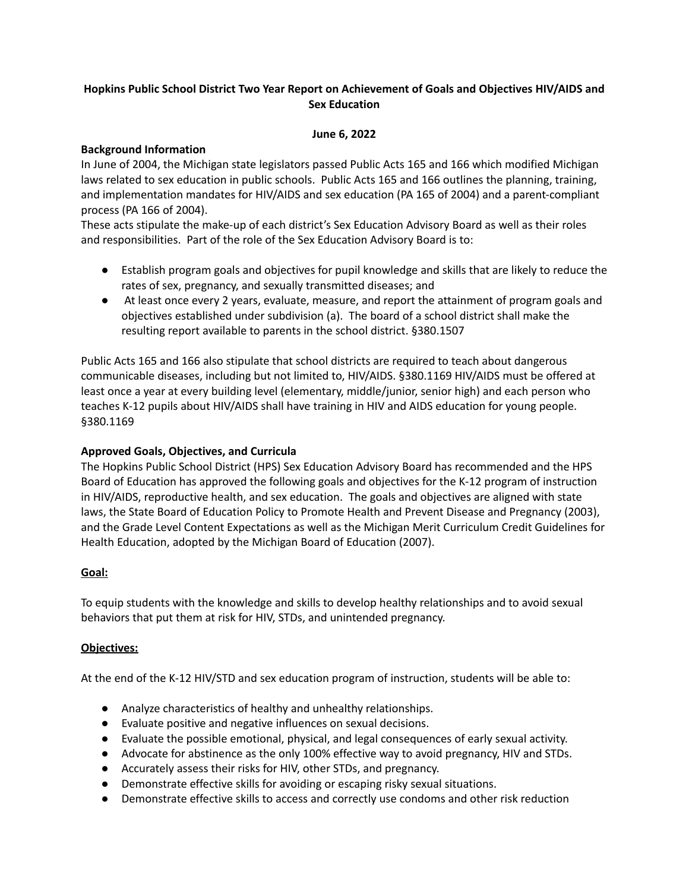# Hopkins Public School District Two Year Report on Achievement of Goals and Objectives HIV/AIDS and Sex Education

**June 6, 2022**

**Background Information**

In June of 2004, the Michigan state legislators passed Public Acts 165 and 166 which modified Michigan laws related to sex education in public schools. Public Acts 165 and 166 outlines the planning, training, and implementation mandates for HIV/AIDS and sex education (PA 165 of 2004) and a parent-compliant process (PA 166 of 2004).

These acts stipulate the make-up of each district's Sex Education Advisory Board as well as their roles and responsibilities. Part of the role of the Sex Education Advisory Board is to:

- Establish program goals and objectives for pupil knowledge and skills that are likely to reduce the rates of sex, pregnancy, and sexually transmitted diseases; and
- At least once every 2 years, evaluate, measure, and report the attainment of program goals and objectives established under subdivision (a). The board of a school district shall make the resulting report available to parents in the school district. §380.1507

Public Acts 165 and 166 also stipulate that school districts are required to teach about dangerous communicable diseases, including but not limited to, HIV/AIDS. §380.1169 HIV/AIDS must be offered at least once a year at every building level (elementary, middle/junior, senior high) and each person who teaches K-12 pupils about HIV/AIDS shall have training in HIV and AIDS education for young people. §380.1169

**Approved Goals, Objectives, and Curricula**

The Hopkins Public School District (HPS) Sex Education Advisory Board has recommended and the HPS Board of Education has approved the following goals and objectives for the K-12 program of instruction in HIV/AIDS, reproductive health, and sex education. The goals and objectives are aligned with state laws, the State Board of Education Policy to Promote Health and Prevent Disease and Pregnancy (2003), and the Grade Level Content Expectations as well as the Michigan Merit Curriculum Credit Guidelines for Health Education, adopted by the Michigan Board of Education (2007).

**Goal:**

To equip students with the knowledge and skills to develop healthy relationships and to avoid sexual behaviors that put them at risk for HIV, STDs, and unintended pregnancy.

**Objectives:**

At the end of the K-12 HIV/STD and sex education program of instruction, students will be able to:

- Analyze characteristics of healthy and unhealthy relationships.
- Evaluate positive and negative influences on sexual decisions.
- Evaluate the possible emotional, physical, and legal consequences of early sexual activity.
- Advocate for abstinence as the only 100% effective way to avoid pregnancy, HIV and STDs.
- Accurately assess their risks for HIV, other STDs, and pregnancy.
- Demonstrate effective skills for avoiding or escaping risky sexual situations.
- Demonstrate effective skills to access and correctly use condoms and other risk reduction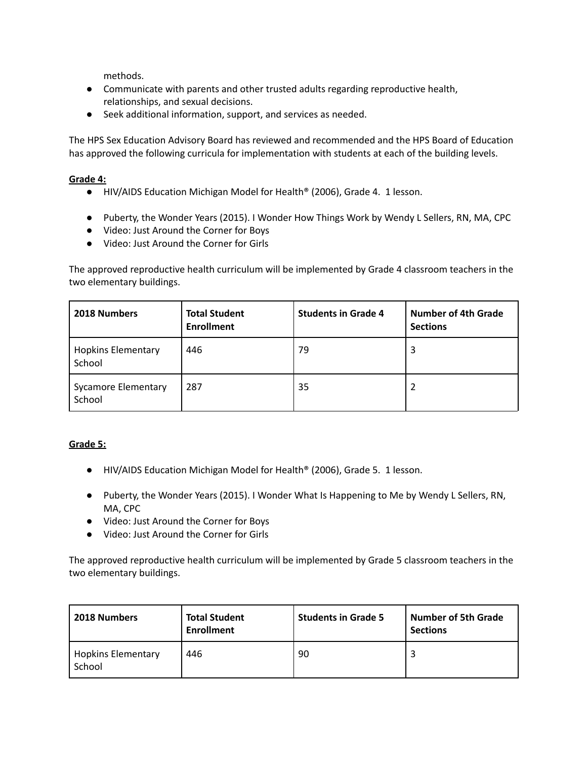methods.

- Communicate with parents and other trusted adults regarding reproductive health, relationships, and sexual decisions.
- Seek additional information, support, and services as needed.

The HPS Sex Education Advisory Board has reviewed and recommended and the HPS Board of Education has approved the following curricula for implementation with students at each of the building levels.

**Grade 4:**

- HIV/AIDS Education Michigan Model for Health® (2006), Grade 4. 1 lesson.

- Puberty, the Wonder Years (2015). I Wonder How Things Work by Wendy L Sellers, RN, MA, CPC
- Video: Just Around the Corner for Boys
- Video: Just Around the Corner for Girls

The approved reproductive health curriculum will be implemented by Grade 4 classroom teachers in the two elementary buildings.

| 2018 Numbers | Total Student Enrollment | Students in Grade 4 | Number of 4th Grade Sections |
|---|---|---|---|
| Hopkins Elementary School | 446 | 79 | 3 |
| Sycamore Elementary School | 287 | 35 | 2 |

**Grade 5:**

- HIV/AIDS Education Michigan Model for Health® (2006), Grade 5. 1 lesson.

- Puberty, the Wonder Years (2015). I Wonder What Is Happening to Me by Wendy L Sellers, RN, MA, CPC
- Video: Just Around the Corner for Boys
- Video: Just Around the Corner for Girls

The approved reproductive health curriculum will be implemented by Grade 5 classroom teachers in the two elementary buildings.

| 2018 Numbers | Total Student Enrollment | Students in Grade 5 | Number of 5th Grade Sections |
|---|---|---|---|
| Hopkins Elementary School | 446 | 90 | 3 |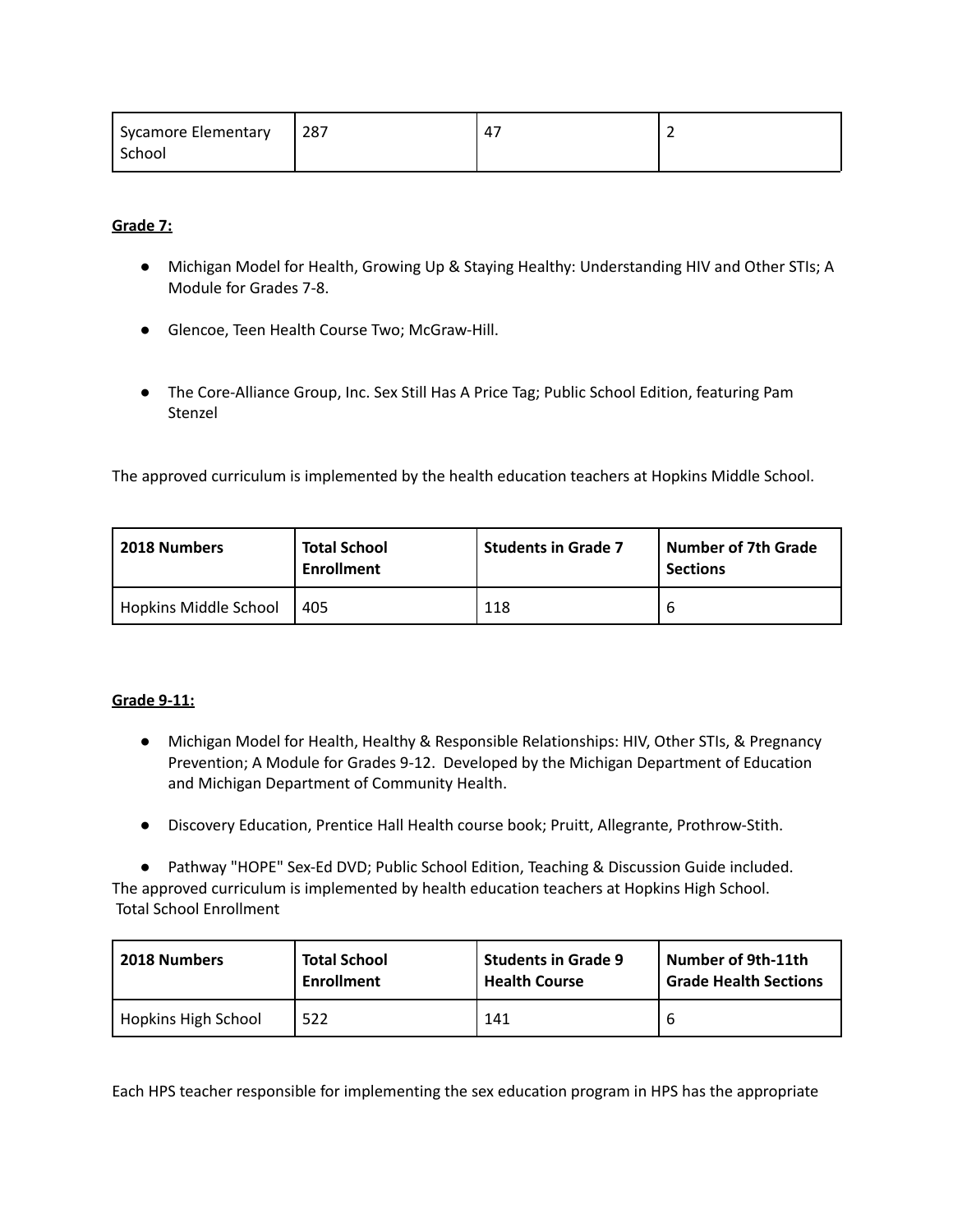| Sycamore Elementary School | 287 | 47 | 2 |
|---|---|---|---|

**Grade 7:**

- Michigan Model for Health, Growing Up & Staying Healthy: Understanding HIV and Other STIs; A Module for Grades 7-8.
- Glencoe, Teen Health Course Two; McGraw-Hill.
- The Core-Alliance Group, Inc. Sex Still Has A Price Tag; Public School Edition, featuring Pam Stenzel

The approved curriculum is implemented by the health education teachers at Hopkins Middle School.

| 2018 Numbers | Total School Enrollment | Students in Grade 7 | Number of 7th Grade Sections |
|---|---|---|---|
| Hopkins Middle School | 405 | 118 | 6 |

**Grade 9-11:**

- Michigan Model for Health, Healthy & Responsible Relationships: HIV, Other STIs, & Pregnancy Prevention; A Module for Grades 9-12. Developed by the Michigan Department of Education and Michigan Department of Community Health.
- Discovery Education, Prentice Hall Health course book; Pruitt, Allegrante, Prothrow-Stith.
- Pathway "HOPE" Sex-Ed DVD; Public School Edition, Teaching & Discussion Guide included.

The approved curriculum is implemented by health education teachers at Hopkins High School.
Total School Enrollment

| 2018 Numbers | Total School Enrollment | Students in Grade 9 Health Course | Number of 9th-11th Grade Health Sections |
|---|---|---|---|
| Hopkins High School | 522 | 141 | 6 |

Each HPS teacher responsible for implementing the sex education program in HPS has the appropriate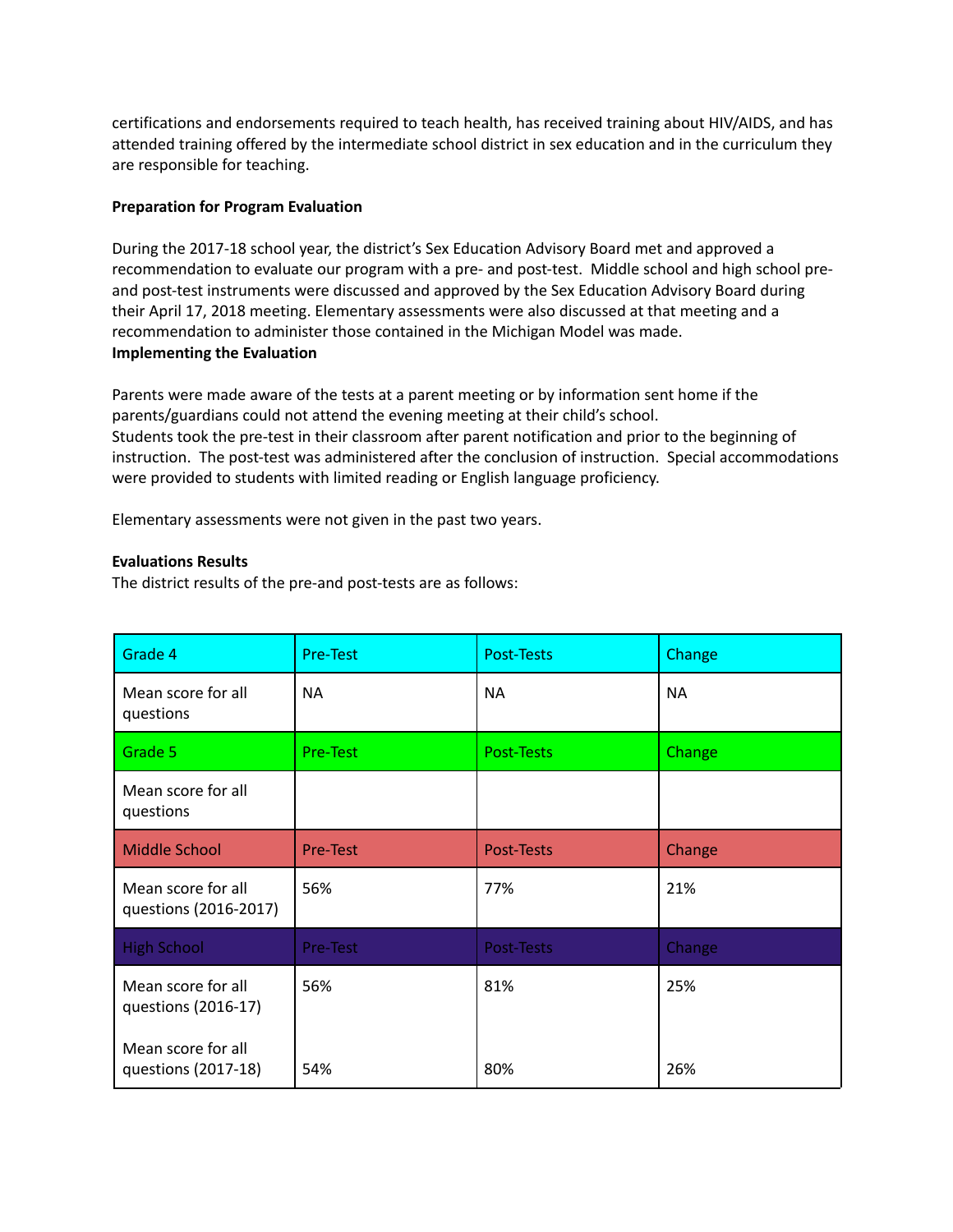certifications and endorsements required to teach health, has received training about HIV/AIDS, and has attended training offered by the intermediate school district in sex education and in the curriculum they are responsible for teaching.

**Preparation for Program Evaluation**

During the 2017-18 school year, the district's Sex Education Advisory Board met and approved a recommendation to evaluate our program with a pre- and post-test. Middle school and high school pre- and post-test instruments were discussed and approved by the Sex Education Advisory Board during their April 17, 2018 meeting. Elementary assessments were also discussed at that meeting and a recommendation to administer those contained in the Michigan Model was made.

**Implementing the Evaluation**

Parents were made aware of the tests at a parent meeting or by information sent home if the parents/guardians could not attend the evening meeting at their child's school.
Students took the pre-test in their classroom after parent notification and prior to the beginning of instruction. The post-test was administered after the conclusion of instruction. Special accommodations were provided to students with limited reading or English language proficiency.

Elementary assessments were not given in the past two years.

**Evaluations Results**
The district results of the pre-and post-tests are as follows:

| Grade 4 | Pre-Test | Post-Tests | Change |
|---|---|---|---|
| Mean score for all questions | NA | NA | NA |
| **Grade 5** | **Pre-Test** | **Post-Tests** | **Change** |
| Mean score for all questions | | | |
| **Middle School** | **Pre-Test** | **Post-Tests** | **Change** |
| Mean score for all questions (2016-2017) | 56% | 77% | 21% |
| **High School** | **Pre-Test** | **Post-Tests** | **Change** |
| Mean score for all questions (2016-17) | 56% | 81% | 25% |
| Mean score for all questions (2017-18) | 54% | 80% | 26% |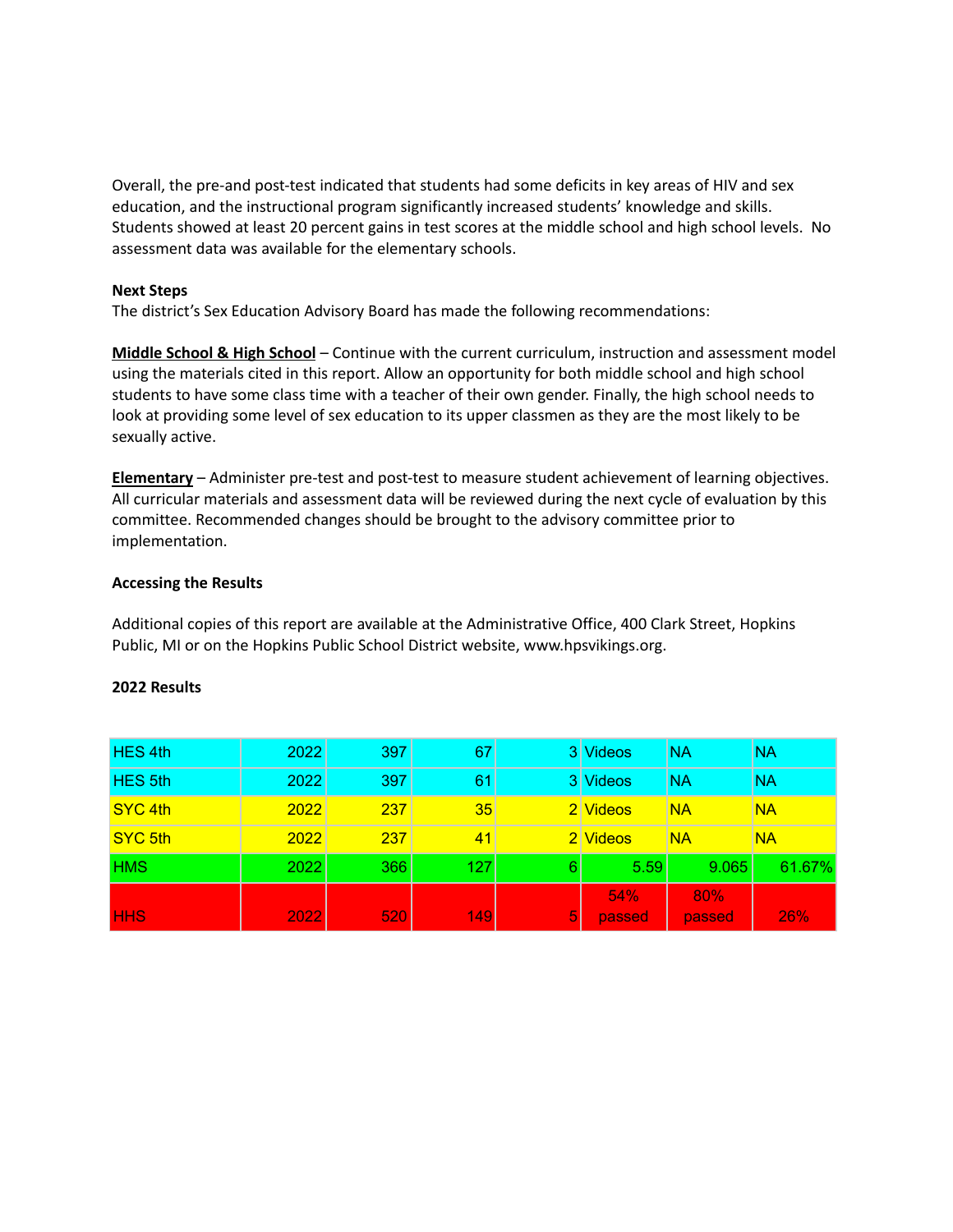Overall, the pre-and post-test indicated that students had some deficits in key areas of HIV and sex education, and the instructional program significantly increased students' knowledge and skills. Students showed at least 20 percent gains in test scores at the middle school and high school levels. No assessment data was available for the elementary schools.

**Next Steps**

The district's Sex Education Advisory Board has made the following recommendations:

**Middle School & High School** – Continue with the current curriculum, instruction and assessment model using the materials cited in this report. Allow an opportunity for both middle school and high school students to have some class time with a teacher of their own gender. Finally, the high school needs to look at providing some level of sex education to its upper classmen as they are the most likely to be sexually active.

**Elementary** – Administer pre-test and post-test to measure student achievement of learning objectives. All curricular materials and assessment data will be reviewed during the next cycle of evaluation by this committee. Recommended changes should be brought to the advisory committee prior to implementation.

**Accessing the Results**

Additional copies of this report are available at the Administrative Office, 400 Clark Street, Hopkins Public, MI or on the Hopkins Public School District website, www.hpsvikings.org.

**2022 Results**

| | | | | | | | |
|---|---|---|---|---|---|---|---|
| HES 4th | 2022 | 397 | 67 | 3 | Videos | NA | NA |
| HES 5th | 2022 | 397 | 61 | 3 | Videos | NA | NA |
| SYC 4th | 2022 | 237 | 35 | 2 | Videos | NA | NA |
| SYC 5th | 2022 | 237 | 41 | 2 | Videos | NA | NA |
| HMS | 2022 | 366 | 127 | 6 | 5.59 | 9.065 | 61.67% |
| HHS | 2022 | 520 | 149 | 5 | 54% passed | 80% passed | 26% |